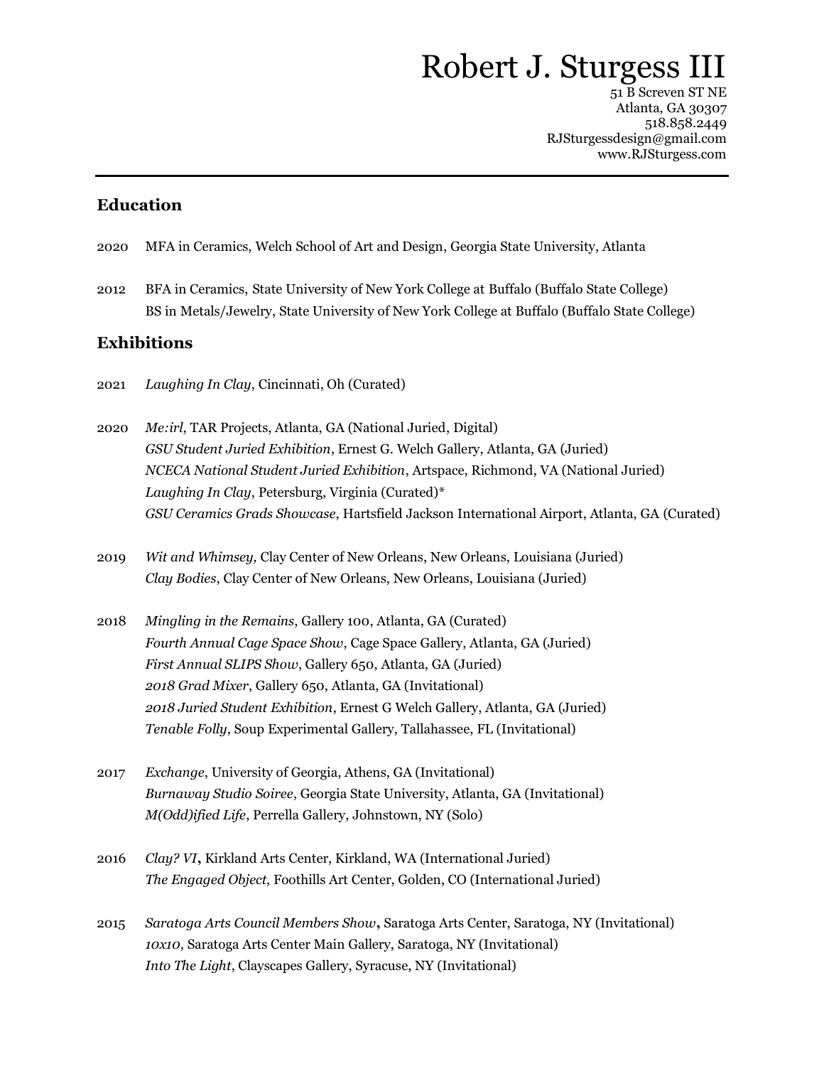# Robert J. Sturgess III

51 B Screven ST NE
Atlanta, GA 30307
518.858.2449
RJSturgessdesign@gmail.com
www.RJSturgess.com

---

## Education

2020 MFA in Ceramics, Welch School of Art and Design, Georgia State University, Atlanta

2012 BFA in Ceramics, State University of New York College at Buffalo (Buffalo State College)
BS in Metals/Jewelry, State University of New York College at Buffalo (Buffalo State College)

## Exhibitions

2021 *Laughing In Clay*, Cincinnati, Oh (Curated)

2020 *Me:irl*, TAR Projects, Atlanta, GA (National Juried, Digital)
*GSU Student Juried Exhibition*, Ernest G. Welch Gallery, Atlanta, GA (Juried)
*NCECA National Student Juried Exhibition*, Artspace, Richmond, VA (National Juried)
*Laughing In Clay*, Petersburg, Virginia (Curated)*
*GSU Ceramics Grads Showcase*, Hartsfield Jackson International Airport, Atlanta, GA (Curated)

2019 *Wit and Whimsey,* Clay Center of New Orleans, New Orleans, Louisiana (Juried)
*Clay Bodies*, Clay Center of New Orleans, New Orleans, Louisiana (Juried)

2018 *Mingling in the Remains*, Gallery 100, Atlanta, GA (Curated)
*Fourth Annual Cage Space Show*, Cage Space Gallery, Atlanta, GA (Juried)
*First Annual SLIPS Show*, Gallery 650, Atlanta, GA (Juried)
*2018 Grad Mixer*, Gallery 650, Atlanta, GA (Invitational)
*2018 Juried Student Exhibition*, Ernest G Welch Gallery, Atlanta, GA (Juried)
*Tenable Folly*, Soup Experimental Gallery, Tallahassee, FL (Invitational)

2017 *Exchange*, University of Georgia, Athens, GA (Invitational)
*Burnaway Studio Soiree*, Georgia State University, Atlanta, GA (Invitational)
*M(Odd)ified Life*, Perrella Gallery, Johnstown, NY (Solo)

2016 *Clay? VI*, Kirkland Arts Center, Kirkland, WA (International Juried)
*The Engaged Object*, Foothills Art Center, Golden, CO (International Juried)

2015 *Saratoga Arts Council Members Show*, Saratoga Arts Center, Saratoga, NY (Invitational)
*10x10*, Saratoga Arts Center Main Gallery, Saratoga, NY (Invitational)
*Into The Light*, Clayscapes Gallery, Syracuse, NY (Invitational)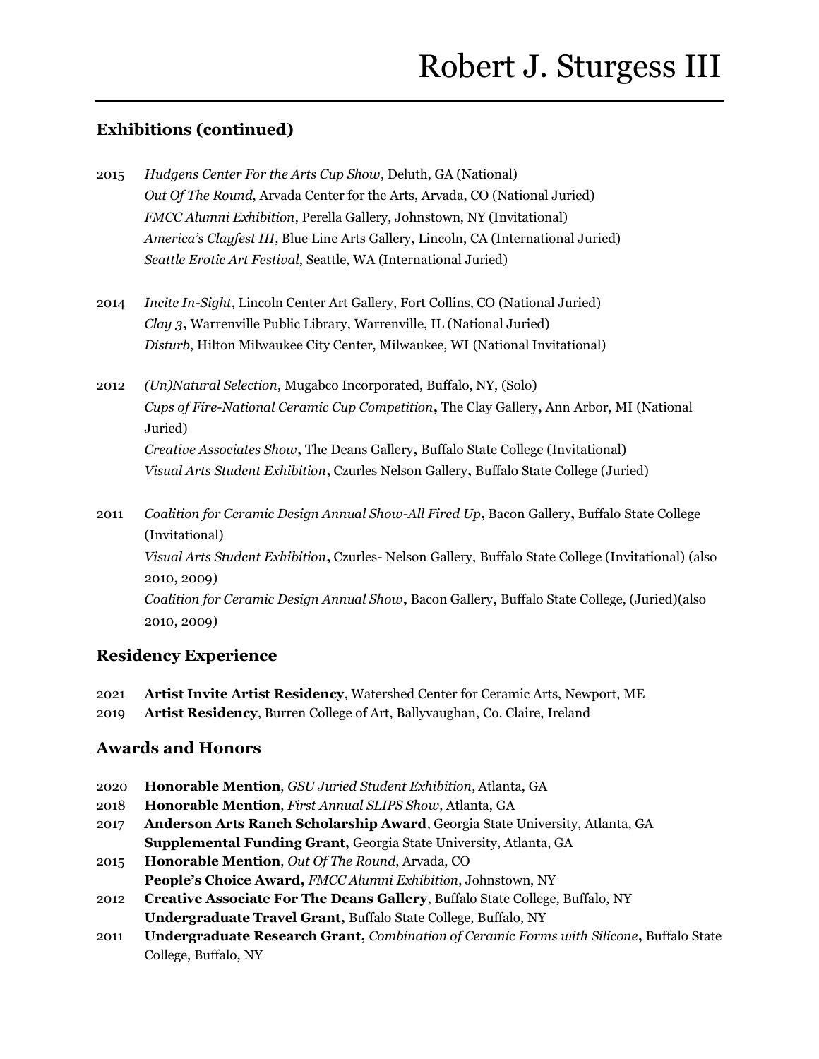## Exhibitions (continued)

2015 *Hudgens Center For the Arts Cup Show*, Deluth, GA (National)
*Out Of The Round*, Arvada Center for the Arts, Arvada, CO (National Juried)
*FMCC Alumni Exhibition*, Perella Gallery, Johnstown, NY (Invitational)
*America's Clayfest III*, Blue Line Arts Gallery, Lincoln, CA (International Juried)
*Seattle Erotic Art Festival*, Seattle, WA (International Juried)

2014 *Incite In-Sight*, Lincoln Center Art Gallery, Fort Collins, CO (National Juried)
*Clay 3*, Warrenville Public Library, Warrenville, IL (National Juried)
*Disturb*, Hilton Milwaukee City Center, Milwaukee, WI (National Invitational)

2012 *(Un)Natural Selection*, Mugabco Incorporated, Buffalo, NY, (Solo)
*Cups of Fire-National Ceramic Cup Competition*, The Clay Gallery, Ann Arbor, MI (National Juried)
*Creative Associates Show*, The Deans Gallery, Buffalo State College (Invitational)
*Visual Arts Student Exhibition*, Czurles Nelson Gallery, Buffalo State College (Juried)

2011 *Coalition for Ceramic Design Annual Show-All Fired Up*, Bacon Gallery, Buffalo State College (Invitational)
*Visual Arts Student Exhibition*, Czurles- Nelson Gallery, Buffalo State College (Invitational) (also 2010, 2009)
*Coalition for Ceramic Design Annual Show*, Bacon Gallery, Buffalo State College, (Juried)(also 2010, 2009)

## Residency Experience

2021 **Artist Invite Artist Residency**, Watershed Center for Ceramic Arts, Newport, ME
2019 **Artist Residency**, Burren College of Art, Ballyvaughan, Co. Claire, Ireland

## Awards and Honors

2020 **Honorable Mention**, *GSU Juried Student Exhibition*, Atlanta, GA
2018 **Honorable Mention**, *First Annual SLIPS Show*, Atlanta, GA
2017 **Anderson Arts Ranch Scholarship Award**, Georgia State University, Atlanta, GA
**Supplemental Funding Grant,** Georgia State University, Atlanta, GA
2015 **Honorable Mention**, *Out Of The Round*, Arvada, CO
**People's Choice Award,** *FMCC Alumni Exhibition*, Johnstown, NY
2012 **Creative Associate For The Deans Gallery**, Buffalo State College, Buffalo, NY
**Undergraduate Travel Grant,** Buffalo State College, Buffalo, NY
2011 **Undergraduate Research Grant,** *Combination of Ceramic Forms with Silicone***,** Buffalo State College, Buffalo, NY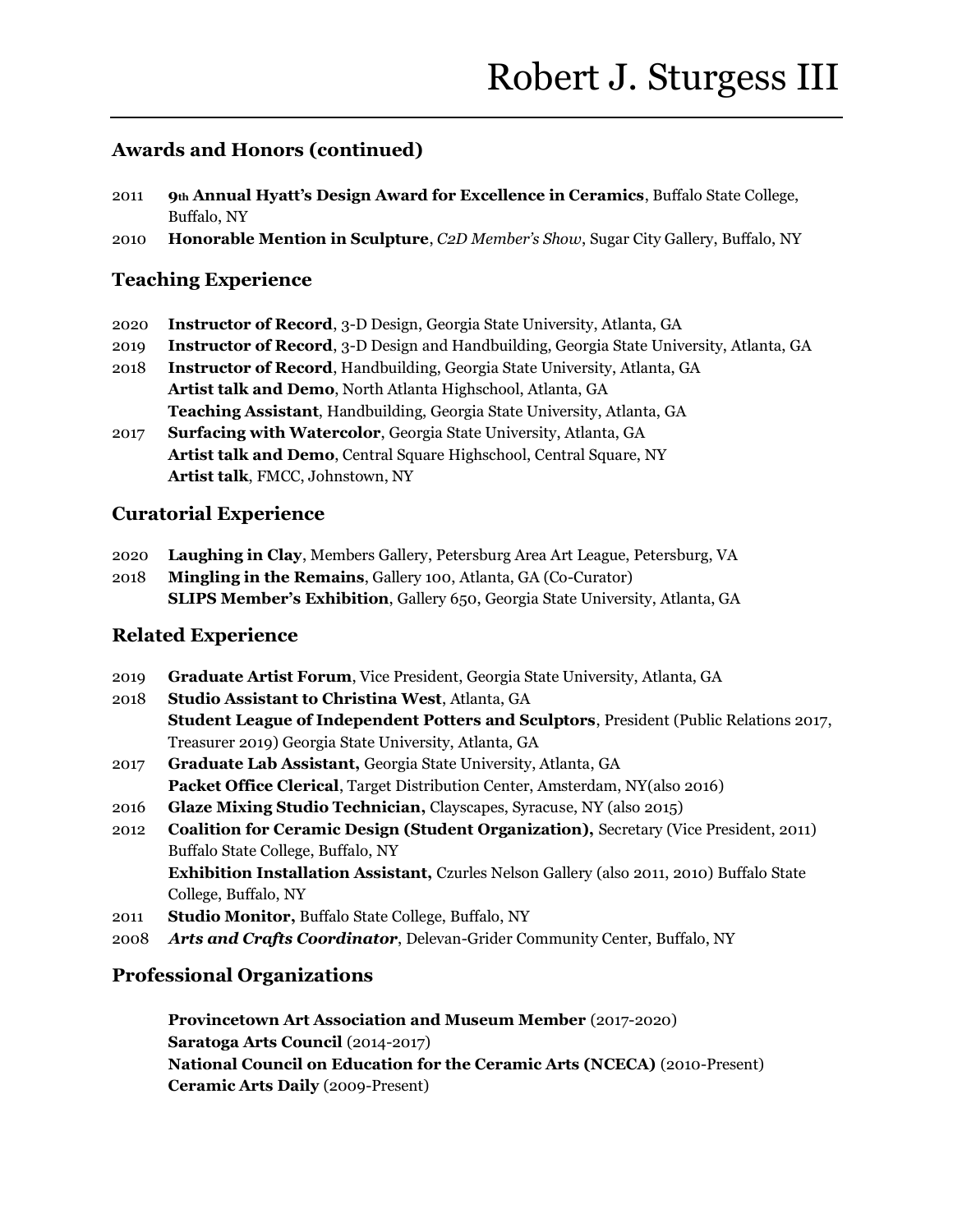# Robert J. Sturgess III

## Awards and Honors (continued)

2011 **9th Annual Hyatt's Design Award for Excellence in Ceramics**, Buffalo State College, Buffalo, NY

2010 **Honorable Mention in Sculpture**, *C2D Member's Show*, Sugar City Gallery, Buffalo, NY

## Teaching Experience

2020 **Instructor of Record**, 3-D Design, Georgia State University, Atlanta, GA

2019 **Instructor of Record**, 3-D Design and Handbuilding, Georgia State University, Atlanta, GA

2018 **Instructor of Record**, Handbuilding, Georgia State University, Atlanta, GA
**Artist talk and Demo**, North Atlanta Highschool, Atlanta, GA
**Teaching Assistant**, Handbuilding, Georgia State University, Atlanta, GA

2017 **Surfacing with Watercolor**, Georgia State University, Atlanta, GA
**Artist talk and Demo**, Central Square Highschool, Central Square, NY
**Artist talk**, FMCC, Johnstown, NY

## Curatorial Experience

2020 **Laughing in Clay**, Members Gallery, Petersburg Area Art League, Petersburg, VA

2018 **Mingling in the Remains**, Gallery 100, Atlanta, GA (Co-Curator)
**SLIPS Member's Exhibition**, Gallery 650, Georgia State University, Atlanta, GA

## Related Experience

2019 **Graduate Artist Forum**, Vice President, Georgia State University, Atlanta, GA

2018 **Studio Assistant to Christina West**, Atlanta, GA
**Student League of Independent Potters and Sculptors**, President (Public Relations 2017, Treasurer 2019) Georgia State University, Atlanta, GA

2017 **Graduate Lab Assistant,** Georgia State University, Atlanta, GA
**Packet Office Clerical**, Target Distribution Center, Amsterdam, NY(also 2016)

2016 **Glaze Mixing Studio Technician,** Clayscapes, Syracuse, NY (also 2015)

2012 **Coalition for Ceramic Design (Student Organization),** Secretary (Vice President, 2011) Buffalo State College, Buffalo, NY
**Exhibition Installation Assistant,** Czurles Nelson Gallery (also 2011, 2010) Buffalo State College, Buffalo, NY

2011 **Studio Monitor,** Buffalo State College, Buffalo, NY

2008 ***Arts and Crafts Coordinator***, Delevan-Grider Community Center, Buffalo, NY

## Professional Organizations

**Provincetown Art Association and Museum Member** (2017-2020)
**Saratoga Arts Council** (2014-2017)
**National Council on Education for the Ceramic Arts (NCECA)** (2010-Present)
**Ceramic Arts Daily** (2009-Present)